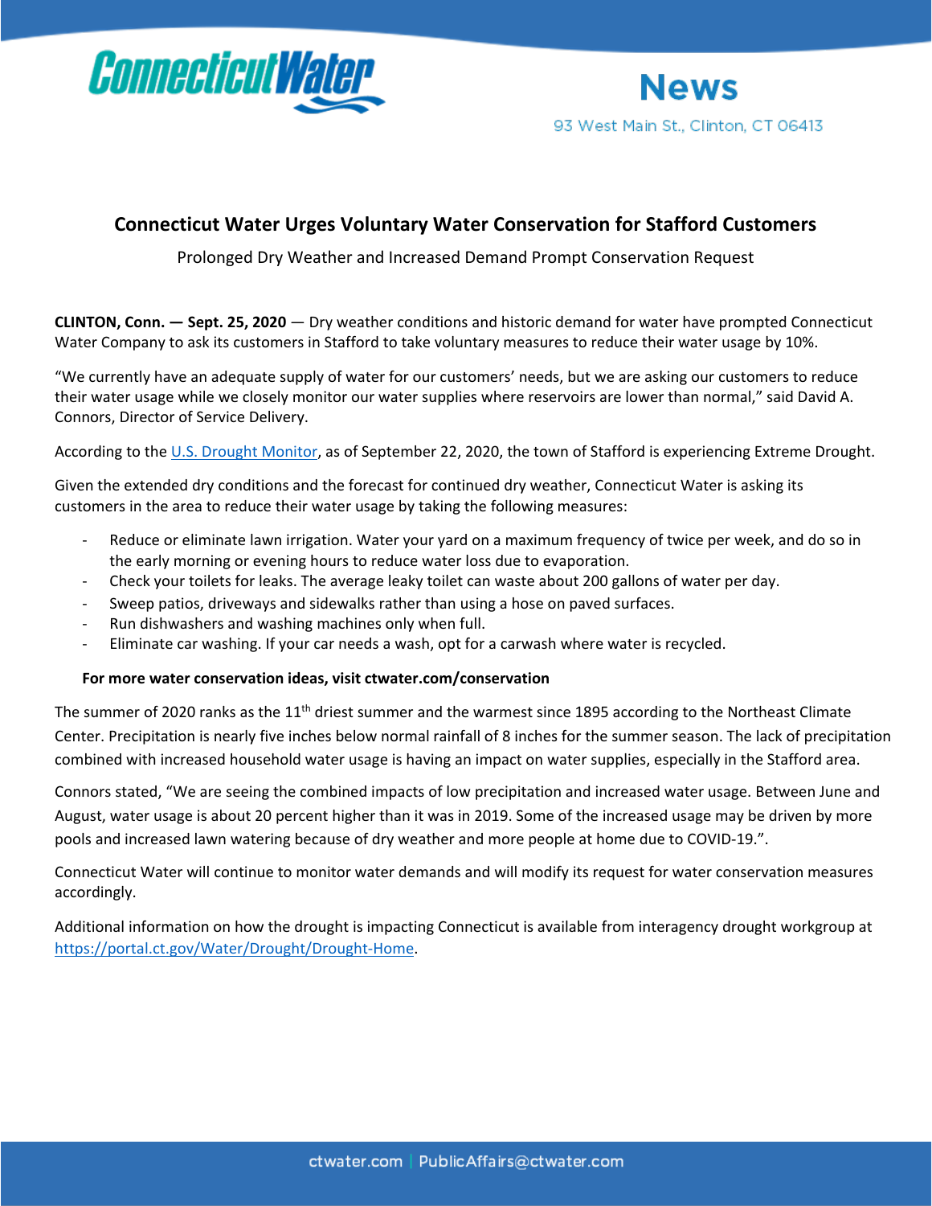ConnecticutWater

News

93 West Main St., Clinton, CT 06413

# Connecticut Water Urges Voluntary Water Conservation for Stafford Customers

Prolonged Dry Weather and Increased Demand Prompt Conservation Request

**CLINTON, Conn. — Sept. 25, 2020** — Dry weather conditions and historic demand for water have prompted Connecticut Water Company to ask its customers in Stafford to take voluntary measures to reduce their water usage by 10%.

"We currently have an adequate supply of water for our customers' needs, but we are asking our customers to reduce their water usage while we closely monitor our water supplies where reservoirs are lower than normal," said David A. Connors, Director of Service Delivery.

According to the U.S. Drought Monitor, as of September 22, 2020, the town of Stafford is experiencing Extreme Drought.

Given the extended dry conditions and the forecast for continued dry weather, Connecticut Water is asking its customers in the area to reduce their water usage by taking the following measures:

- Reduce or eliminate lawn irrigation. Water your yard on a maximum frequency of twice per week, and do so in the early morning or evening hours to reduce water loss due to evaporation.
- Check your toilets for leaks. The average leaky toilet can waste about 200 gallons of water per day.
- Sweep patios, driveways and sidewalks rather than using a hose on paved surfaces.
- Run dishwashers and washing machines only when full.
- Eliminate car washing. If your car needs a wash, opt for a carwash where water is recycled.

**For more water conservation ideas, visit ctwater.com/conservation**

The summer of 2020 ranks as the 11th driest summer and the warmest since 1895 according to the Northeast Climate Center. Precipitation is nearly five inches below normal rainfall of 8 inches for the summer season. The lack of precipitation combined with increased household water usage is having an impact on water supplies, especially in the Stafford area.

Connors stated, "We are seeing the combined impacts of low precipitation and increased water usage. Between June and August, water usage is about 20 percent higher than it was in 2019. Some of the increased usage may be driven by more pools and increased lawn watering because of dry weather and more people at home due to COVID-19.".

Connecticut Water will continue to monitor water demands and will modify its request for water conservation measures accordingly.

Additional information on how the drought is impacting Connecticut is available from interagency drought workgroup at https://portal.ct.gov/Water/Drought/Drought-Home.

ctwater.com | PublicAffairs@ctwater.com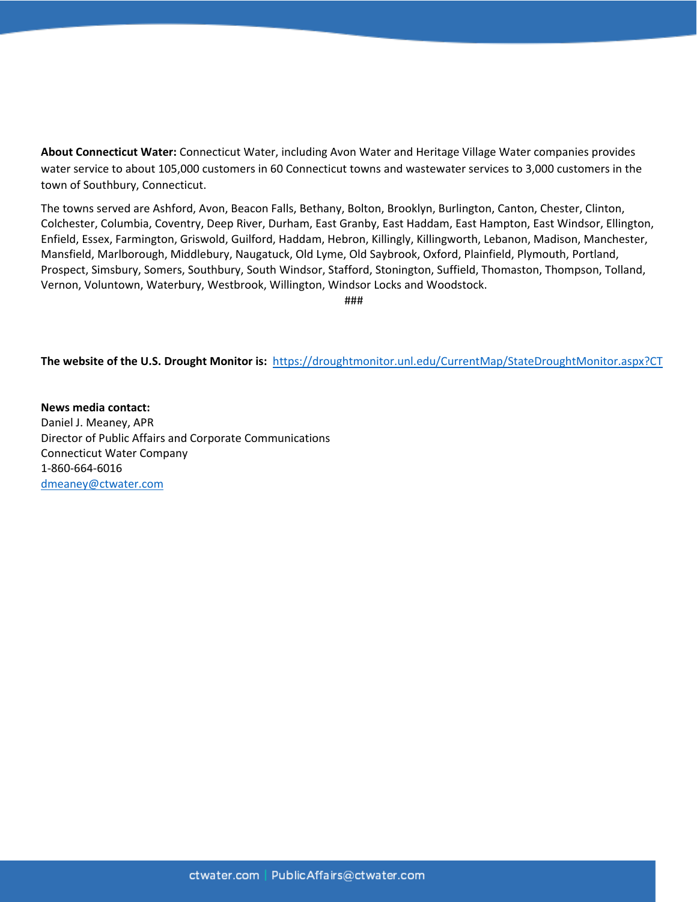**About Connecticut Water:** Connecticut Water, including Avon Water and Heritage Village Water companies provides water service to about 105,000 customers in 60 Connecticut towns and wastewater services to 3,000 customers in the town of Southbury, Connecticut.

The towns served are Ashford, Avon, Beacon Falls, Bethany, Bolton, Brooklyn, Burlington, Canton, Chester, Clinton, Colchester, Columbia, Coventry, Deep River, Durham, East Granby, East Haddam, East Hampton, East Windsor, Ellington, Enfield, Essex, Farmington, Griswold, Guilford, Haddam, Hebron, Killingly, Killingworth, Lebanon, Madison, Manchester, Mansfield, Marlborough, Middlebury, Naugatuck, Old Lyme, Old Saybrook, Oxford, Plainfield, Plymouth, Portland, Prospect, Simsbury, Somers, Southbury, South Windsor, Stafford, Stonington, Suffield, Thomaston, Thompson, Tolland, Vernon, Voluntown, Waterbury, Westbrook, Willington, Windsor Locks and Woodstock.

###

**The website of the U.S. Drought Monitor is:** https://droughtmonitor.unl.edu/CurrentMap/StateDroughtMonitor.aspx?CT

**News media contact:**
Daniel J. Meaney, APR
Director of Public Affairs and Corporate Communications
Connecticut Water Company
1-860-664-6016
dmeaney@ctwater.com

ctwater.com | PublicAffairs@ctwater.com